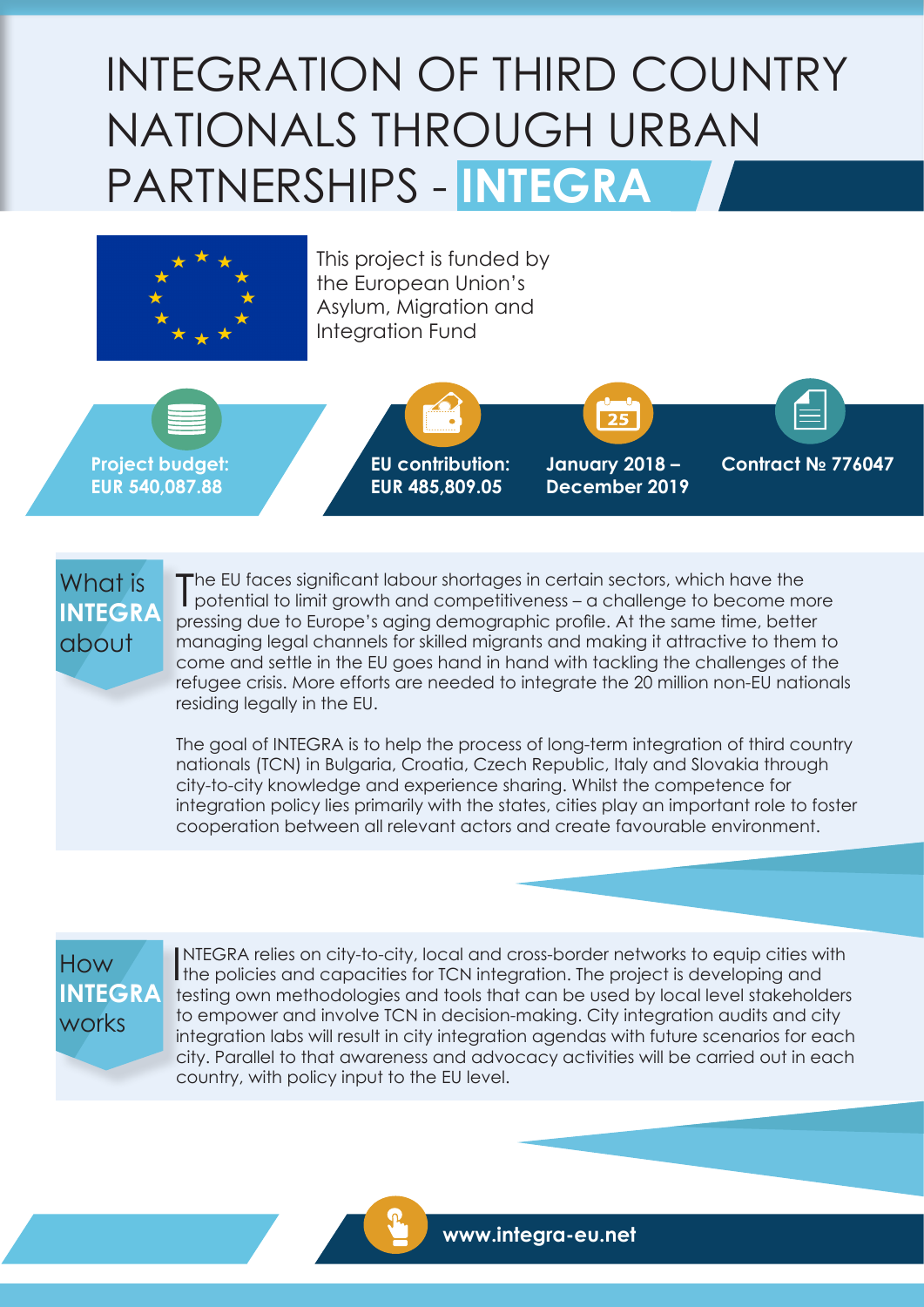# INTEGRATION OF THIRD COUNTRY NATIONALS THROUGH URBAN PARTNERSHIPS - INTEGRA

This project is funded by the European Union's Asylum, Migration and Integration Fund

**Project budget: EUR 540,087.88**

**EU contribution: EUR 485,809.05**

**January 2018 – December 2019**

**Contract № 776047**

## What is INTEGRA about

The EU faces significant labour shortages in certain sectors, which have the potential to limit growth and competitiveness – a challenge to become more pressing due to Europe's aging demographic profile. At the same time, better managing legal channels for skilled migrants and making it attractive to them to come and settle in the EU goes hand in hand with tackling the challenges of the refugee crisis. More efforts are needed to integrate the 20 million non-EU nationals residing legally in the EU.

The goal of INTEGRA is to help the process of long-term integration of third country nationals (TCN) in Bulgaria, Croatia, Czech Republic, Italy and Slovakia through city-to-city knowledge and experience sharing. Whilst the competence for integration policy lies primarily with the states, cities play an important role to foster cooperation between all relevant actors and create favourable environment.

## How INTEGRA works

INTEGRA relies on city-to-city, local and cross-border networks to equip cities with the policies and capacities for TCN integration. The project is developing and testing own methodologies and tools that can be used by local level stakeholders to empower and involve TCN in decision-making. City integration audits and city integration labs will result in city integration agendas with future scenarios for each city. Parallel to that awareness and advocacy activities will be carried out in each country, with policy input to the EU level.

**www.integra-eu.net**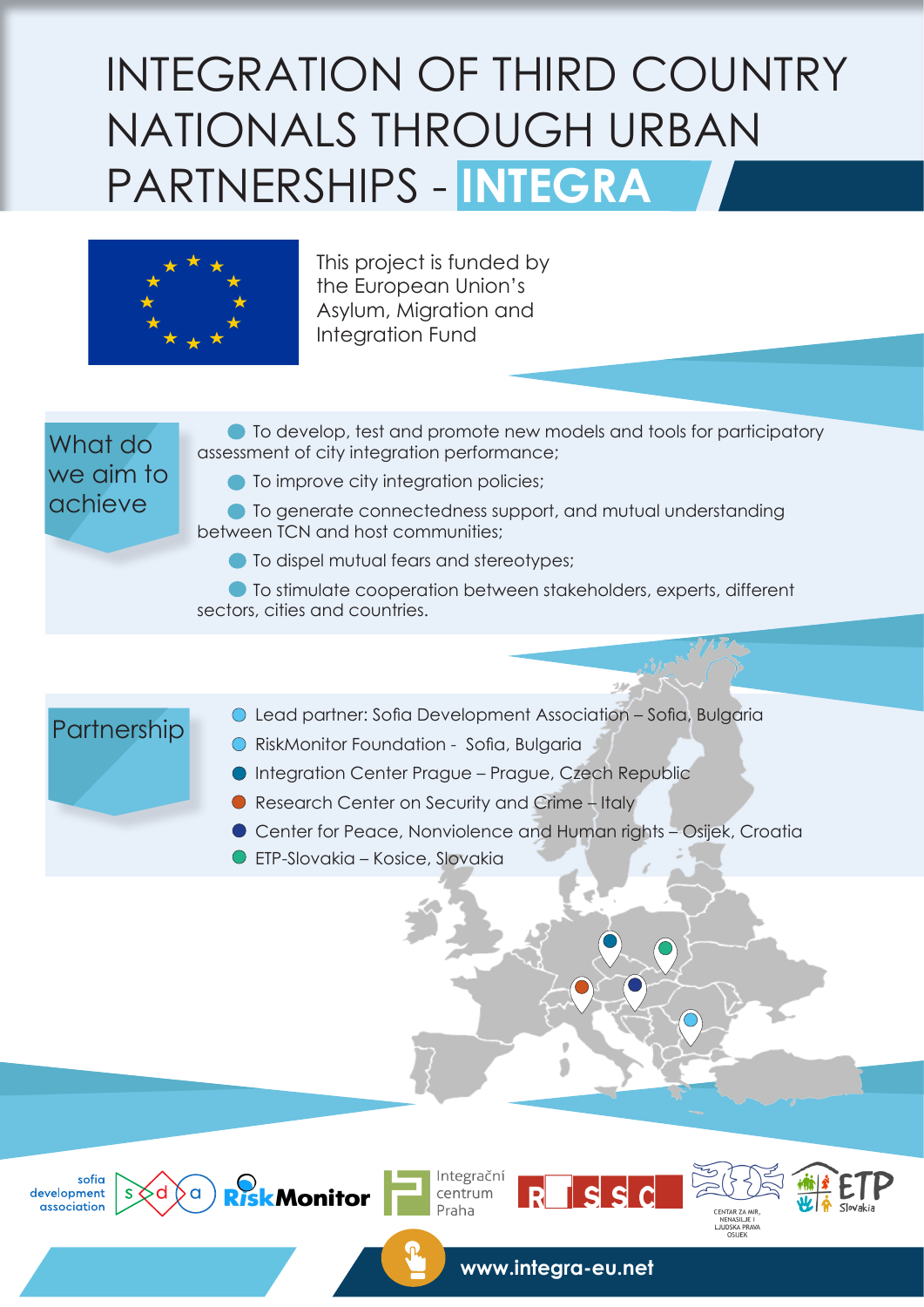# INTEGRATION OF THIRD COUNTRY NATIONALS THROUGH URBAN PARTNERSHIPS - INTEGRA

This project is funded by the European Union's Asylum, Migration and Integration Fund

## What do we aim to achieve

- To develop, test and promote new models and tools for participatory assessment of city integration performance;
- To improve city integration policies;
- To generate connectedness support, and mutual understanding between TCN and host communities;
- To dispel mutual fears and stereotypes;
- To stimulate cooperation between stakeholders, experts, different sectors, cities and countries.

## Partnership

- Lead partner: Sofia Development Association – Sofia, Bulgaria
- RiskMonitor Foundation - Sofia, Bulgaria
- Integration Center Prague – Prague, Czech Republic
- Research Center on Security and Crime – Italy
- Center for Peace, Nonviolence and Human rights – Osijek, Croatia
- ETP-Slovakia – Kosice, Slovakia

sofia development association

RiskMonitor

Integrační centrum Praha

RISSC

CENTAR ZA MIR, NENASILJE I LJUDSKA PRAVA OSIJEK

ETP Slovakia

www.integra-eu.net